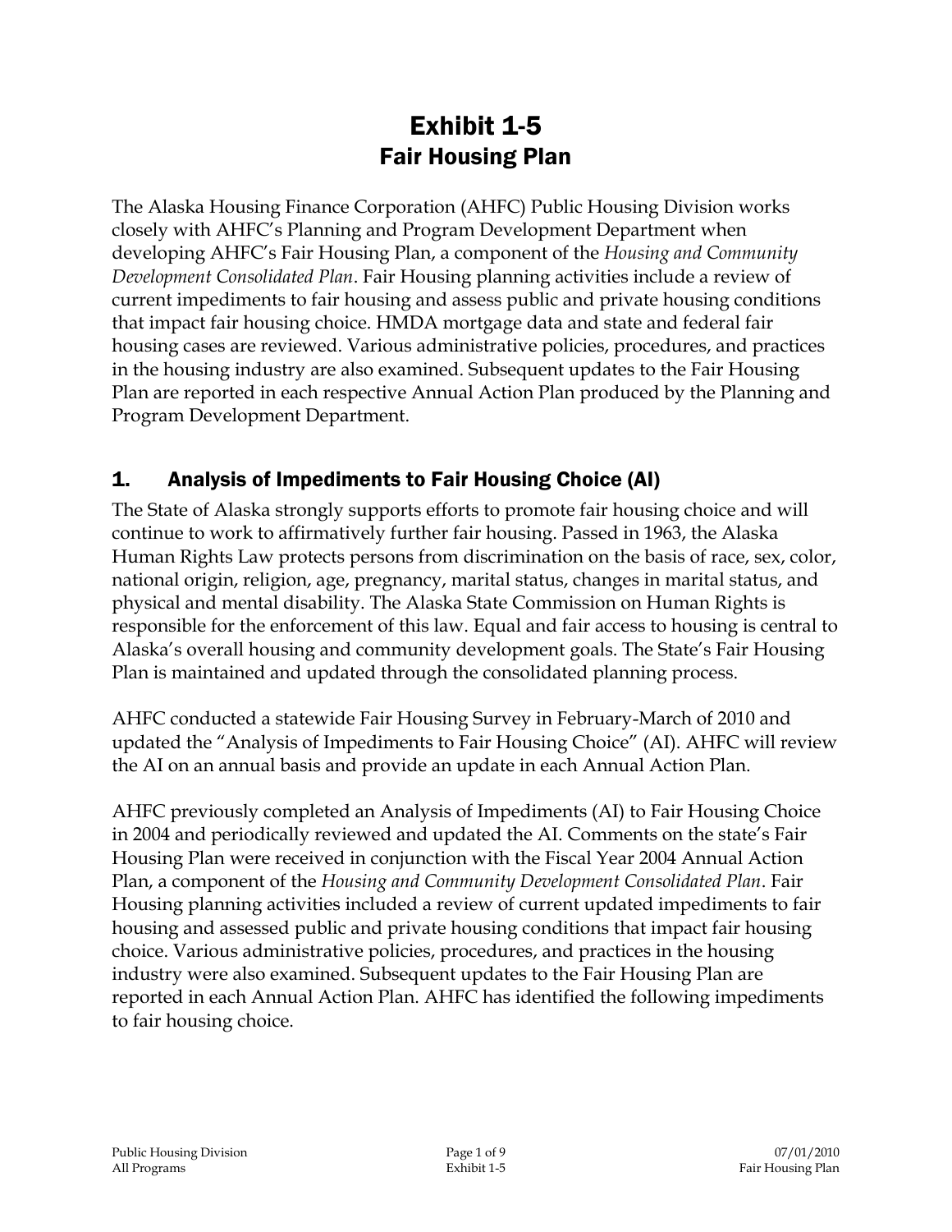# Exhibit 1-5
## Fair Housing Plan

The Alaska Housing Finance Corporation (AHFC) Public Housing Division works closely with AHFC's Planning and Program Development Department when developing AHFC's Fair Housing Plan, a component of the *Housing and Community Development Consolidated Plan*. Fair Housing planning activities include a review of current impediments to fair housing and assess public and private housing conditions that impact fair housing choice. HMDA mortgage data and state and federal fair housing cases are reviewed. Various administrative policies, procedures, and practices in the housing industry are also examined. Subsequent updates to the Fair Housing Plan are reported in each respective Annual Action Plan produced by the Planning and Program Development Department.

### 1. Analysis of Impediments to Fair Housing Choice (AI)

The State of Alaska strongly supports efforts to promote fair housing choice and will continue to work to affirmatively further fair housing. Passed in 1963, the Alaska Human Rights Law protects persons from discrimination on the basis of race, sex, color, national origin, religion, age, pregnancy, marital status, changes in marital status, and physical and mental disability. The Alaska State Commission on Human Rights is responsible for the enforcement of this law. Equal and fair access to housing is central to Alaska's overall housing and community development goals. The State's Fair Housing Plan is maintained and updated through the consolidated planning process.

AHFC conducted a statewide Fair Housing Survey in February-March of 2010 and updated the "Analysis of Impediments to Fair Housing Choice" (AI). AHFC will review the AI on an annual basis and provide an update in each Annual Action Plan.

AHFC previously completed an Analysis of Impediments (AI) to Fair Housing Choice in 2004 and periodically reviewed and updated the AI. Comments on the state's Fair Housing Plan were received in conjunction with the Fiscal Year 2004 Annual Action Plan, a component of the *Housing and Community Development Consolidated Plan*. Fair Housing planning activities included a review of current updated impediments to fair housing and assessed public and private housing conditions that impact fair housing choice. Various administrative policies, procedures, and practices in the housing industry were also examined. Subsequent updates to the Fair Housing Plan are reported in each Annual Action Plan. AHFC has identified the following impediments to fair housing choice.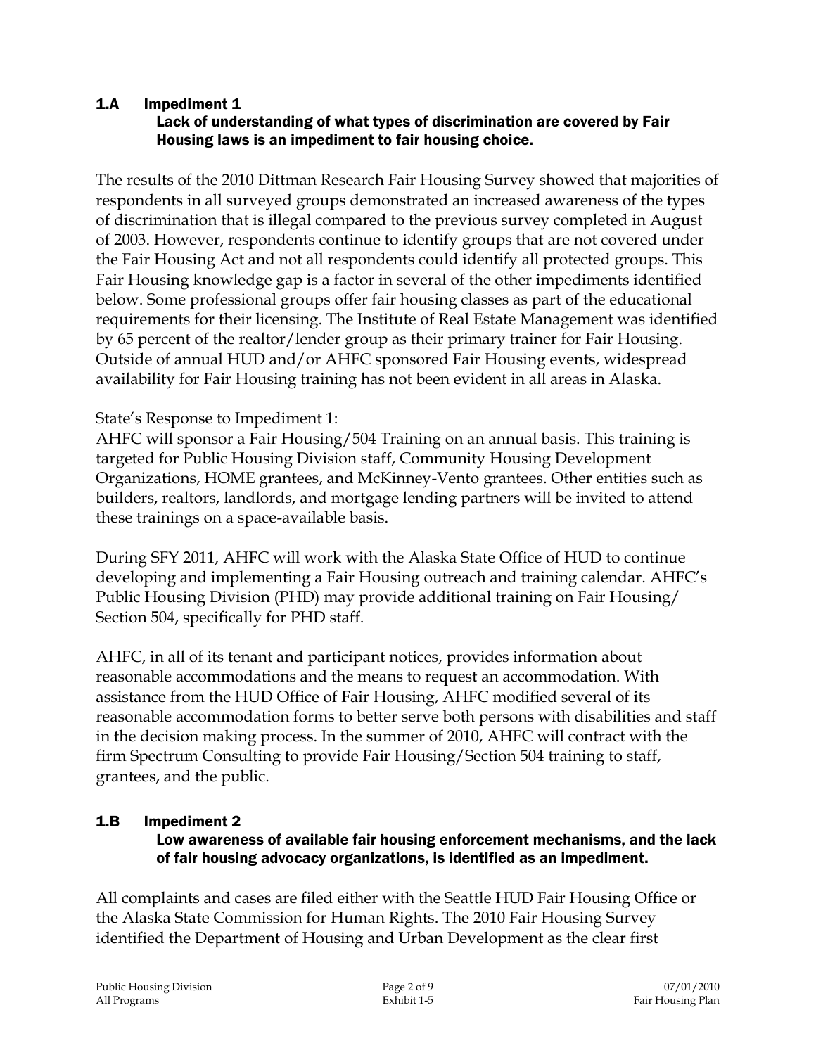## 1.A Impediment 1

### Lack of understanding of what types of discrimination are covered by Fair Housing laws is an impediment to fair housing choice.

The results of the 2010 Dittman Research Fair Housing Survey showed that majorities of respondents in all surveyed groups demonstrated an increased awareness of the types of discrimination that is illegal compared to the previous survey completed in August of 2003. However, respondents continue to identify groups that are not covered under the Fair Housing Act and not all respondents could identify all protected groups. This Fair Housing knowledge gap is a factor in several of the other impediments identified below. Some professional groups offer fair housing classes as part of the educational requirements for their licensing. The Institute of Real Estate Management was identified by 65 percent of the realtor/lender group as their primary trainer for Fair Housing. Outside of annual HUD and/or AHFC sponsored Fair Housing events, widespread availability for Fair Housing training has not been evident in all areas in Alaska.

State's Response to Impediment 1:

AHFC will sponsor a Fair Housing/504 Training on an annual basis. This training is targeted for Public Housing Division staff, Community Housing Development Organizations, HOME grantees, and McKinney-Vento grantees. Other entities such as builders, realtors, landlords, and mortgage lending partners will be invited to attend these trainings on a space-available basis.

During SFY 2011, AHFC will work with the Alaska State Office of HUD to continue developing and implementing a Fair Housing outreach and training calendar. AHFC's Public Housing Division (PHD) may provide additional training on Fair Housing/ Section 504, specifically for PHD staff.

AHFC, in all of its tenant and participant notices, provides information about reasonable accommodations and the means to request an accommodation. With assistance from the HUD Office of Fair Housing, AHFC modified several of its reasonable accommodation forms to better serve both persons with disabilities and staff in the decision making process. In the summer of 2010, AHFC will contract with the firm Spectrum Consulting to provide Fair Housing/Section 504 training to staff, grantees, and the public.

## 1.B Impediment 2

### Low awareness of available fair housing enforcement mechanisms, and the lack of fair housing advocacy organizations, is identified as an impediment.

All complaints and cases are filed either with the Seattle HUD Fair Housing Office or the Alaska State Commission for Human Rights. The 2010 Fair Housing Survey identified the Department of Housing and Urban Development as the clear first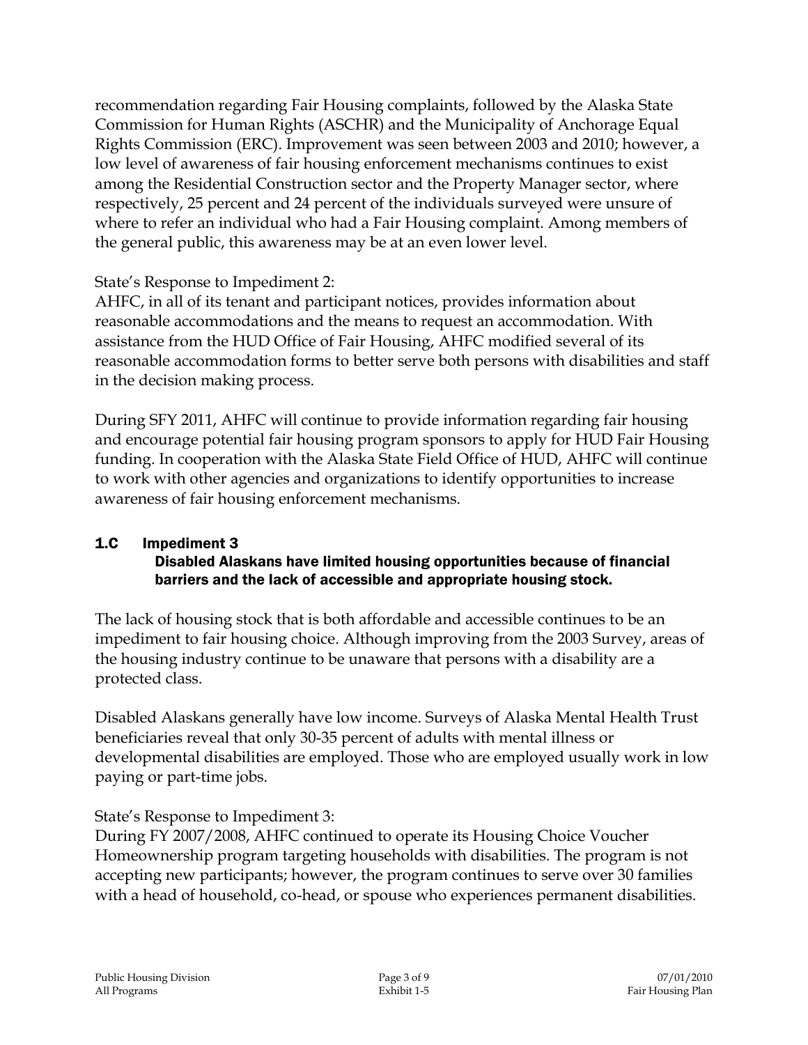recommendation regarding Fair Housing complaints, followed by the Alaska State Commission for Human Rights (ASCHR) and the Municipality of Anchorage Equal Rights Commission (ERC). Improvement was seen between 2003 and 2010; however, a low level of awareness of fair housing enforcement mechanisms continues to exist among the Residential Construction sector and the Property Manager sector, where respectively, 25 percent and 24 percent of the individuals surveyed were unsure of where to refer an individual who had a Fair Housing complaint. Among members of the general public, this awareness may be at an even lower level.

State's Response to Impediment 2:
AHFC, in all of its tenant and participant notices, provides information about reasonable accommodations and the means to request an accommodation. With assistance from the HUD Office of Fair Housing, AHFC modified several of its reasonable accommodation forms to better serve both persons with disabilities and staff in the decision making process.

During SFY 2011, AHFC will continue to provide information regarding fair housing and encourage potential fair housing program sponsors to apply for HUD Fair Housing funding. In cooperation with the Alaska State Field Office of HUD, AHFC will continue to work with other agencies and organizations to identify opportunities to increase awareness of fair housing enforcement mechanisms.

### 1.C Impediment 3

**Disabled Alaskans have limited housing opportunities because of financial barriers and the lack of accessible and appropriate housing stock.**

The lack of housing stock that is both affordable and accessible continues to be an impediment to fair housing choice. Although improving from the 2003 Survey, areas of the housing industry continue to be unaware that persons with a disability are a protected class.

Disabled Alaskans generally have low income. Surveys of Alaska Mental Health Trust beneficiaries reveal that only 30-35 percent of adults with mental illness or developmental disabilities are employed. Those who are employed usually work in low paying or part-time jobs.

State's Response to Impediment 3:
During FY 2007/2008, AHFC continued to operate its Housing Choice Voucher Homeownership program targeting households with disabilities. The program is not accepting new participants; however, the program continues to serve over 30 families with a head of household, co-head, or spouse who experiences permanent disabilities.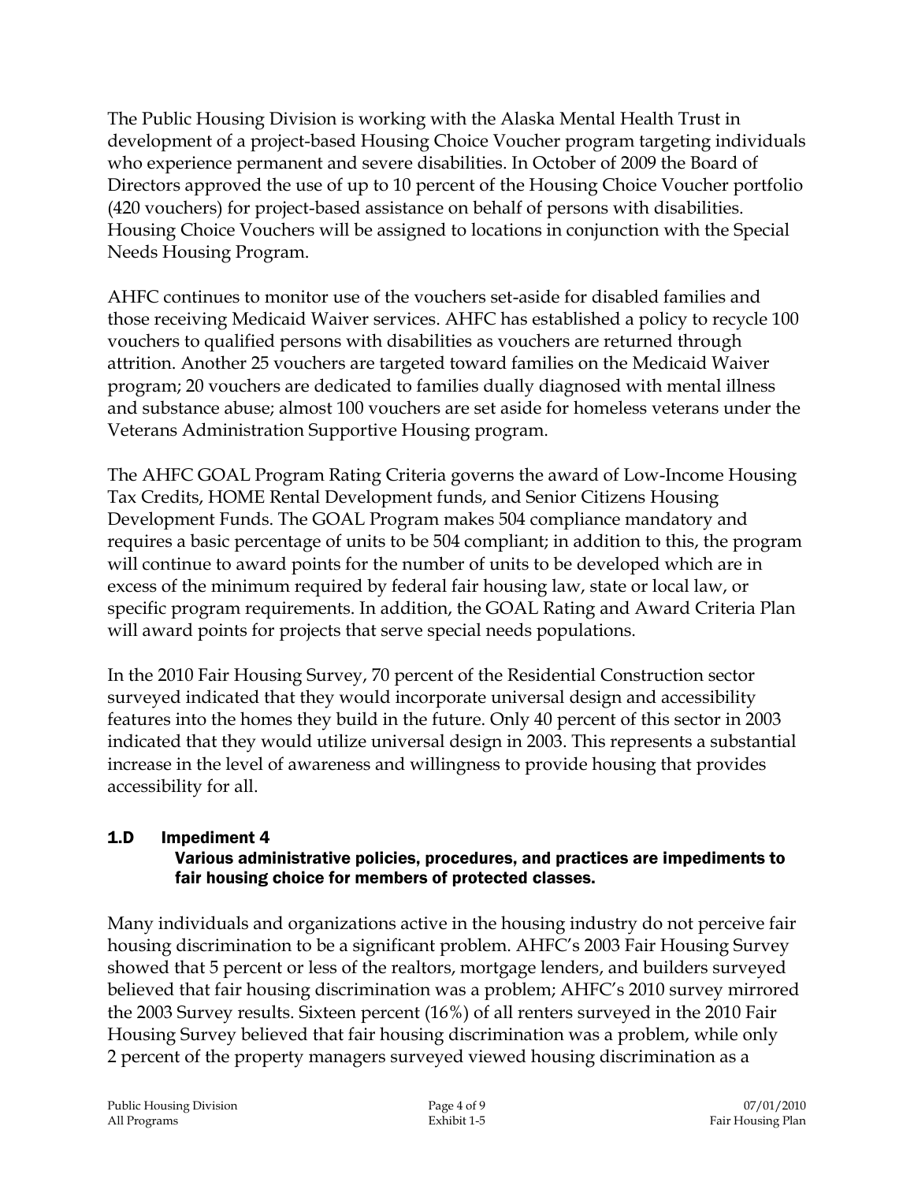The Public Housing Division is working with the Alaska Mental Health Trust in development of a project-based Housing Choice Voucher program targeting individuals who experience permanent and severe disabilities. In October of 2009 the Board of Directors approved the use of up to 10 percent of the Housing Choice Voucher portfolio (420 vouchers) for project-based assistance on behalf of persons with disabilities. Housing Choice Vouchers will be assigned to locations in conjunction with the Special Needs Housing Program.

AHFC continues to monitor use of the vouchers set-aside for disabled families and those receiving Medicaid Waiver services. AHFC has established a policy to recycle 100 vouchers to qualified persons with disabilities as vouchers are returned through attrition. Another 25 vouchers are targeted toward families on the Medicaid Waiver program; 20 vouchers are dedicated to families dually diagnosed with mental illness and substance abuse; almost 100 vouchers are set aside for homeless veterans under the Veterans Administration Supportive Housing program.

The AHFC GOAL Program Rating Criteria governs the award of Low-Income Housing Tax Credits, HOME Rental Development funds, and Senior Citizens Housing Development Funds. The GOAL Program makes 504 compliance mandatory and requires a basic percentage of units to be 504 compliant; in addition to this, the program will continue to award points for the number of units to be developed which are in excess of the minimum required by federal fair housing law, state or local law, or specific program requirements. In addition, the GOAL Rating and Award Criteria Plan will award points for projects that serve special needs populations.

In the 2010 Fair Housing Survey, 70 percent of the Residential Construction sector surveyed indicated that they would incorporate universal design and accessibility features into the homes they build in the future. Only 40 percent of this sector in 2003 indicated that they would utilize universal design in 2003. This represents a substantial increase in the level of awareness and willingness to provide housing that provides accessibility for all.

## 1.D Impediment 4

### Various administrative policies, procedures, and practices are impediments to fair housing choice for members of protected classes.

Many individuals and organizations active in the housing industry do not perceive fair housing discrimination to be a significant problem. AHFC's 2003 Fair Housing Survey showed that 5 percent or less of the realtors, mortgage lenders, and builders surveyed believed that fair housing discrimination was a problem; AHFC's 2010 survey mirrored the 2003 Survey results. Sixteen percent (16%) of all renters surveyed in the 2010 Fair Housing Survey believed that fair housing discrimination was a problem, while only 2 percent of the property managers surveyed viewed housing discrimination as a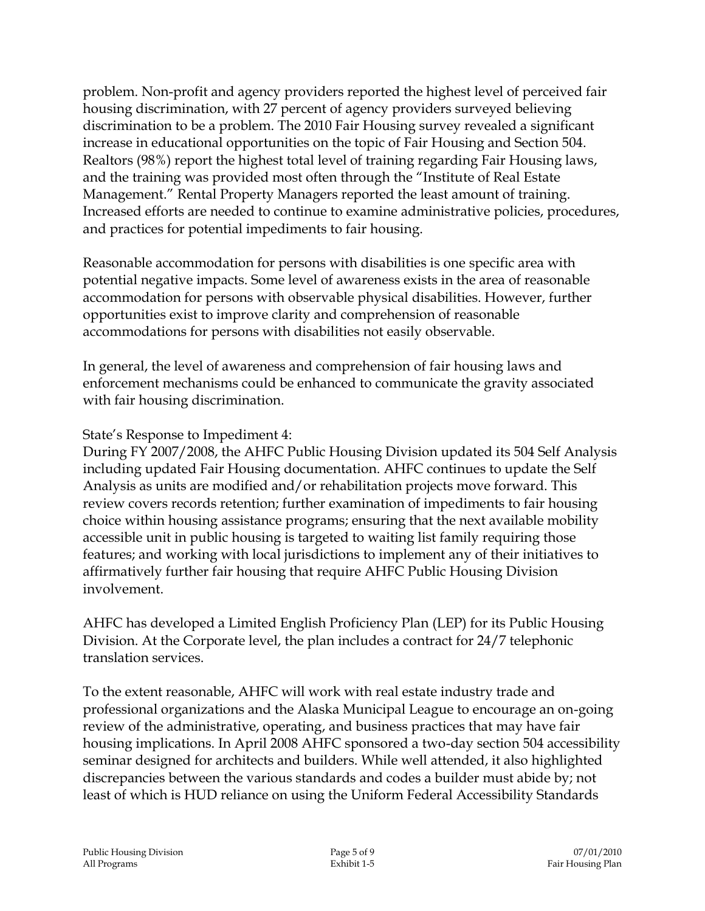problem. Non-profit and agency providers reported the highest level of perceived fair housing discrimination, with 27 percent of agency providers surveyed believing discrimination to be a problem. The 2010 Fair Housing survey revealed a significant increase in educational opportunities on the topic of Fair Housing and Section 504. Realtors (98%) report the highest total level of training regarding Fair Housing laws, and the training was provided most often through the "Institute of Real Estate Management." Rental Property Managers reported the least amount of training. Increased efforts are needed to continue to examine administrative policies, procedures, and practices for potential impediments to fair housing.

Reasonable accommodation for persons with disabilities is one specific area with potential negative impacts. Some level of awareness exists in the area of reasonable accommodation for persons with observable physical disabilities. However, further opportunities exist to improve clarity and comprehension of reasonable accommodations for persons with disabilities not easily observable.

In general, the level of awareness and comprehension of fair housing laws and enforcement mechanisms could be enhanced to communicate the gravity associated with fair housing discrimination.

State's Response to Impediment 4:
During FY 2007/2008, the AHFC Public Housing Division updated its 504 Self Analysis including updated Fair Housing documentation. AHFC continues to update the Self Analysis as units are modified and/or rehabilitation projects move forward. This review covers records retention; further examination of impediments to fair housing choice within housing assistance programs; ensuring that the next available mobility accessible unit in public housing is targeted to waiting list family requiring those features; and working with local jurisdictions to implement any of their initiatives to affirmatively further fair housing that require AHFC Public Housing Division involvement.

AHFC has developed a Limited English Proficiency Plan (LEP) for its Public Housing Division. At the Corporate level, the plan includes a contract for 24/7 telephonic translation services.

To the extent reasonable, AHFC will work with real estate industry trade and professional organizations and the Alaska Municipal League to encourage an on-going review of the administrative, operating, and business practices that may have fair housing implications. In April 2008 AHFC sponsored a two-day section 504 accessibility seminar designed for architects and builders. While well attended, it also highlighted discrepancies between the various standards and codes a builder must abide by; not least of which is HUD reliance on using the Uniform Federal Accessibility Standards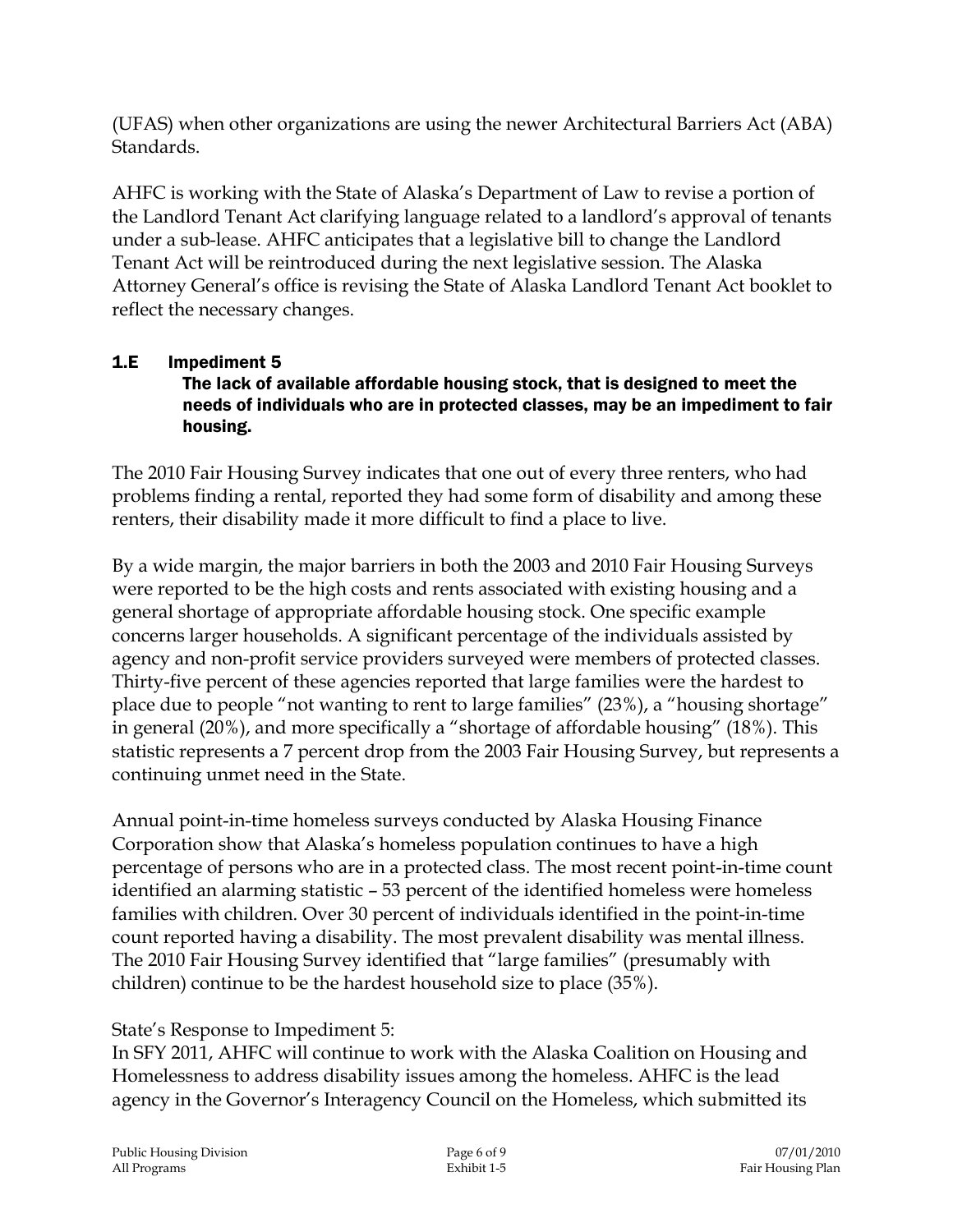(UFAS) when other organizations are using the newer Architectural Barriers Act (ABA) Standards.

AHFC is working with the State of Alaska's Department of Law to revise a portion of the Landlord Tenant Act clarifying language related to a landlord's approval of tenants under a sub-lease. AHFC anticipates that a legislative bill to change the Landlord Tenant Act will be reintroduced during the next legislative session. The Alaska Attorney General's office is revising the State of Alaska Landlord Tenant Act booklet to reflect the necessary changes.

## 1.E Impediment 5

**The lack of available affordable housing stock, that is designed to meet the needs of individuals who are in protected classes, may be an impediment to fair housing.**

The 2010 Fair Housing Survey indicates that one out of every three renters, who had problems finding a rental, reported they had some form of disability and among these renters, their disability made it more difficult to find a place to live.

By a wide margin, the major barriers in both the 2003 and 2010 Fair Housing Surveys were reported to be the high costs and rents associated with existing housing and a general shortage of appropriate affordable housing stock. One specific example concerns larger households. A significant percentage of the individuals assisted by agency and non-profit service providers surveyed were members of protected classes. Thirty-five percent of these agencies reported that large families were the hardest to place due to people "not wanting to rent to large families" (23%), a "housing shortage" in general (20%), and more specifically a "shortage of affordable housing" (18%). This statistic represents a 7 percent drop from the 2003 Fair Housing Survey, but represents a continuing unmet need in the State.

Annual point-in-time homeless surveys conducted by Alaska Housing Finance Corporation show that Alaska's homeless population continues to have a high percentage of persons who are in a protected class. The most recent point-in-time count identified an alarming statistic – 53 percent of the identified homeless were homeless families with children. Over 30 percent of individuals identified in the point-in-time count reported having a disability. The most prevalent disability was mental illness. The 2010 Fair Housing Survey identified that "large families" (presumably with children) continue to be the hardest household size to place (35%).

State's Response to Impediment 5:
In SFY 2011, AHFC will continue to work with the Alaska Coalition on Housing and Homelessness to address disability issues among the homeless. AHFC is the lead agency in the Governor's Interagency Council on the Homeless, which submitted its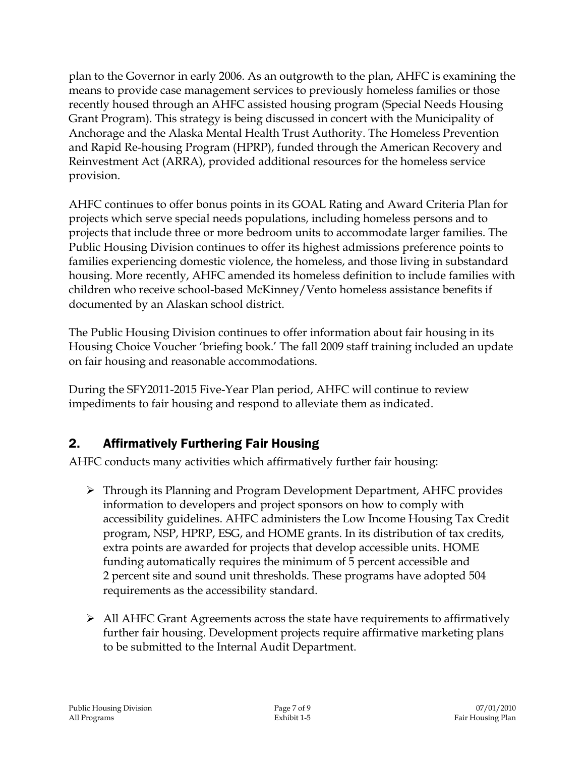plan to the Governor in early 2006. As an outgrowth to the plan, AHFC is examining the means to provide case management services to previously homeless families or those recently housed through an AHFC assisted housing program (Special Needs Housing Grant Program). This strategy is being discussed in concert with the Municipality of Anchorage and the Alaska Mental Health Trust Authority. The Homeless Prevention and Rapid Re-housing Program (HPRP), funded through the American Recovery and Reinvestment Act (ARRA), provided additional resources for the homeless service provision.

AHFC continues to offer bonus points in its GOAL Rating and Award Criteria Plan for projects which serve special needs populations, including homeless persons and to projects that include three or more bedroom units to accommodate larger families. The Public Housing Division continues to offer its highest admissions preference points to families experiencing domestic violence, the homeless, and those living in substandard housing. More recently, AHFC amended its homeless definition to include families with children who receive school-based McKinney/Vento homeless assistance benefits if documented by an Alaskan school district.

The Public Housing Division continues to offer information about fair housing in its Housing Choice Voucher 'briefing book.' The fall 2009 staff training included an update on fair housing and reasonable accommodations.

During the SFY2011-2015 Five-Year Plan period, AHFC will continue to review impediments to fair housing and respond to alleviate them as indicated.

## 2. Affirmatively Furthering Fair Housing

AHFC conducts many activities which affirmatively further fair housing:

- Through its Planning and Program Development Department, AHFC provides information to developers and project sponsors on how to comply with accessibility guidelines. AHFC administers the Low Income Housing Tax Credit program, NSP, HPRP, ESG, and HOME grants. In its distribution of tax credits, extra points are awarded for projects that develop accessible units. HOME funding automatically requires the minimum of 5 percent accessible and 2 percent site and sound unit thresholds. These programs have adopted 504 requirements as the accessibility standard.
- All AHFC Grant Agreements across the state have requirements to affirmatively further fair housing. Development projects require affirmative marketing plans to be submitted to the Internal Audit Department.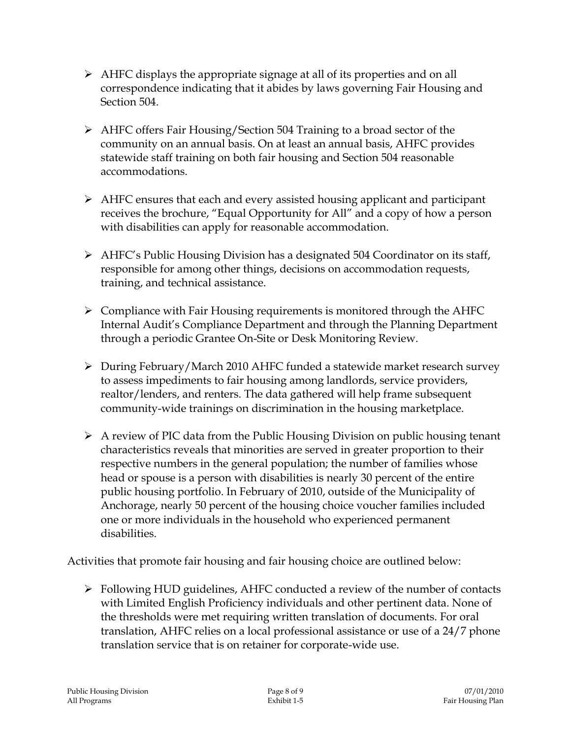- AHFC displays the appropriate signage at all of its properties and on all correspondence indicating that it abides by laws governing Fair Housing and Section 504.

- AHFC offers Fair Housing/Section 504 Training to a broad sector of the community on an annual basis. On at least an annual basis, AHFC provides statewide staff training on both fair housing and Section 504 reasonable accommodations.

- AHFC ensures that each and every assisted housing applicant and participant receives the brochure, "Equal Opportunity for All" and a copy of how a person with disabilities can apply for reasonable accommodation.

- AHFC's Public Housing Division has a designated 504 Coordinator on its staff, responsible for among other things, decisions on accommodation requests, training, and technical assistance.

- Compliance with Fair Housing requirements is monitored through the AHFC Internal Audit's Compliance Department and through the Planning Department through a periodic Grantee On-Site or Desk Monitoring Review.

- During February/March 2010 AHFC funded a statewide market research survey to assess impediments to fair housing among landlords, service providers, realtor/lenders, and renters. The data gathered will help frame subsequent community-wide trainings on discrimination in the housing marketplace.

- A review of PIC data from the Public Housing Division on public housing tenant characteristics reveals that minorities are served in greater proportion to their respective numbers in the general population; the number of families whose head or spouse is a person with disabilities is nearly 30 percent of the entire public housing portfolio. In February of 2010, outside of the Municipality of Anchorage, nearly 50 percent of the housing choice voucher families included one or more individuals in the household who experienced permanent disabilities.

Activities that promote fair housing and fair housing choice are outlined below:

- Following HUD guidelines, AHFC conducted a review of the number of contacts with Limited English Proficiency individuals and other pertinent data. None of the thresholds were met requiring written translation of documents. For oral translation, AHFC relies on a local professional assistance or use of a 24/7 phone translation service that is on retainer for corporate-wide use.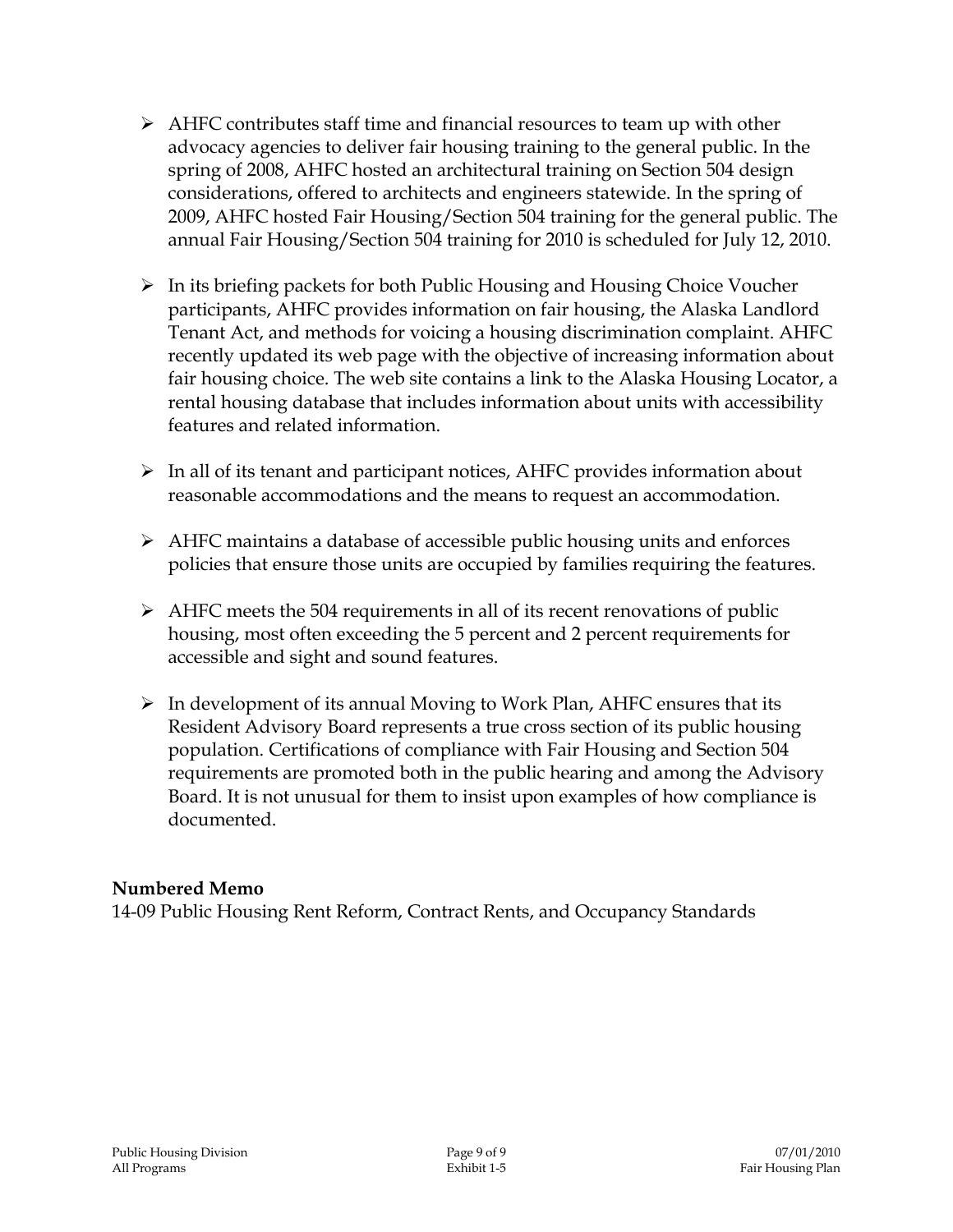- AHFC contributes staff time and financial resources to team up with other advocacy agencies to deliver fair housing training to the general public. In the spring of 2008, AHFC hosted an architectural training on Section 504 design considerations, offered to architects and engineers statewide. In the spring of 2009, AHFC hosted Fair Housing/Section 504 training for the general public. The annual Fair Housing/Section 504 training for 2010 is scheduled for July 12, 2010.

- In its briefing packets for both Public Housing and Housing Choice Voucher participants, AHFC provides information on fair housing, the Alaska Landlord Tenant Act, and methods for voicing a housing discrimination complaint. AHFC recently updated its web page with the objective of increasing information about fair housing choice. The web site contains a link to the Alaska Housing Locator, a rental housing database that includes information about units with accessibility features and related information.

- In all of its tenant and participant notices, AHFC provides information about reasonable accommodations and the means to request an accommodation.

- AHFC maintains a database of accessible public housing units and enforces policies that ensure those units are occupied by families requiring the features.

- AHFC meets the 504 requirements in all of its recent renovations of public housing, most often exceeding the 5 percent and 2 percent requirements for accessible and sight and sound features.

- In development of its annual Moving to Work Plan, AHFC ensures that its Resident Advisory Board represents a true cross section of its public housing population. Certifications of compliance with Fair Housing and Section 504 requirements are promoted both in the public hearing and among the Advisory Board. It is not unusual for them to insist upon examples of how compliance is documented.

**Numbered Memo**

14-09 Public Housing Rent Reform, Contract Rents, and Occupancy Standards